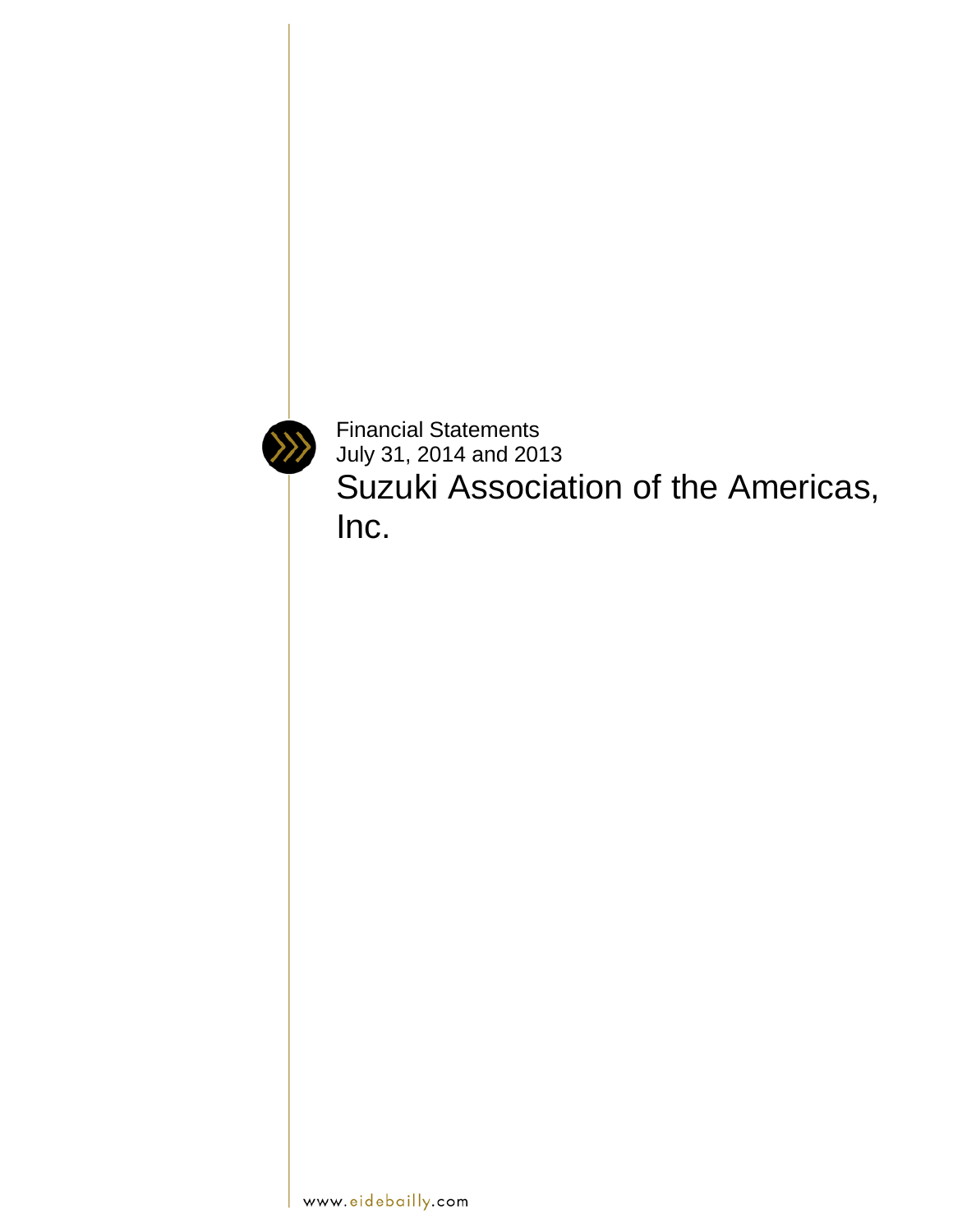Financial Statements
July 31, 2014 and 2013

# Suzuki Association of the Americas, Inc.

www.eidebailly.com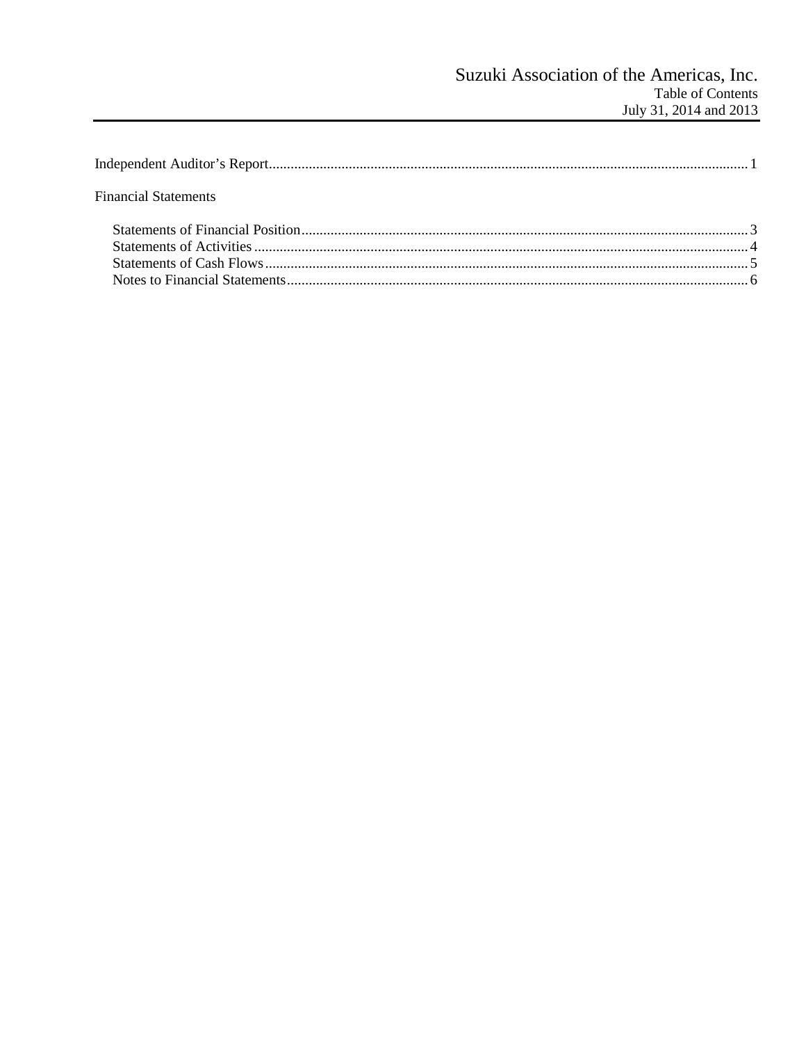# Suzuki Association of the Americas, Inc.

## Table of Contents

July 31, 2014 and 2013

Independent Auditor's Report .......... 1

Financial Statements

- Statements of Financial Position .......... 3
- Statements of Activities .......... 4
- Statements of Cash Flows .......... 5
- Notes to Financial Statements .......... 6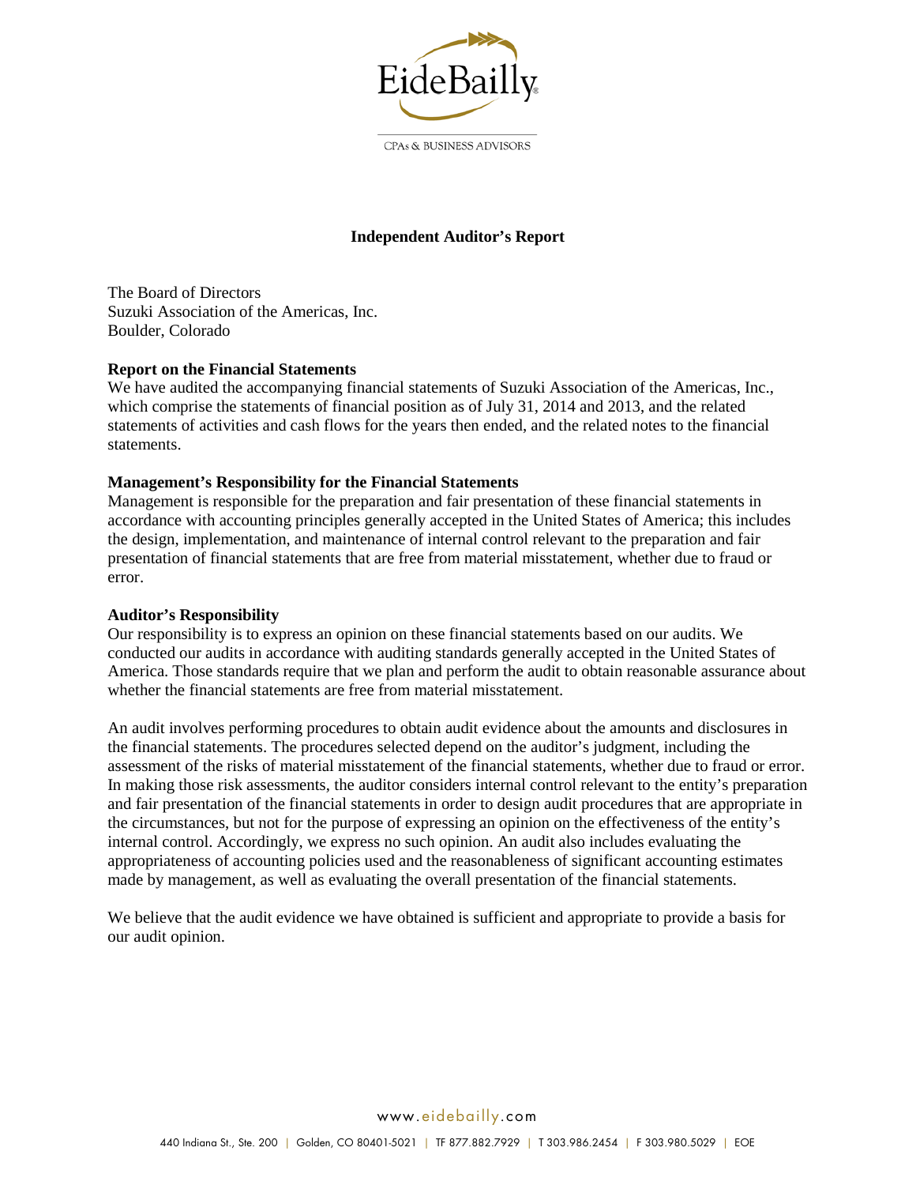# Independent Auditor's Report

The Board of Directors
Suzuki Association of the Americas, Inc.
Boulder, Colorado

**Report on the Financial Statements**

We have audited the accompanying financial statements of Suzuki Association of the Americas, Inc., which comprise the statements of financial position as of July 31, 2014 and 2013, and the related statements of activities and cash flows for the years then ended, and the related notes to the financial statements.

**Management's Responsibility for the Financial Statements**

Management is responsible for the preparation and fair presentation of these financial statements in accordance with accounting principles generally accepted in the United States of America; this includes the design, implementation, and maintenance of internal control relevant to the preparation and fair presentation of financial statements that are free from material misstatement, whether due to fraud or error.

**Auditor's Responsibility**

Our responsibility is to express an opinion on these financial statements based on our audits. We conducted our audits in accordance with auditing standards generally accepted in the United States of America. Those standards require that we plan and perform the audit to obtain reasonable assurance about whether the financial statements are free from material misstatement.

An audit involves performing procedures to obtain audit evidence about the amounts and disclosures in the financial statements. The procedures selected depend on the auditor's judgment, including the assessment of the risks of material misstatement of the financial statements, whether due to fraud or error. In making those risk assessments, the auditor considers internal control relevant to the entity's preparation and fair presentation of the financial statements in order to design audit procedures that are appropriate in the circumstances, but not for the purpose of expressing an opinion on the effectiveness of the entity's internal control. Accordingly, we express no such opinion. An audit also includes evaluating the appropriateness of accounting policies used and the reasonableness of significant accounting estimates made by management, as well as evaluating the overall presentation of the financial statements.

We believe that the audit evidence we have obtained is sufficient and appropriate to provide a basis for our audit opinion.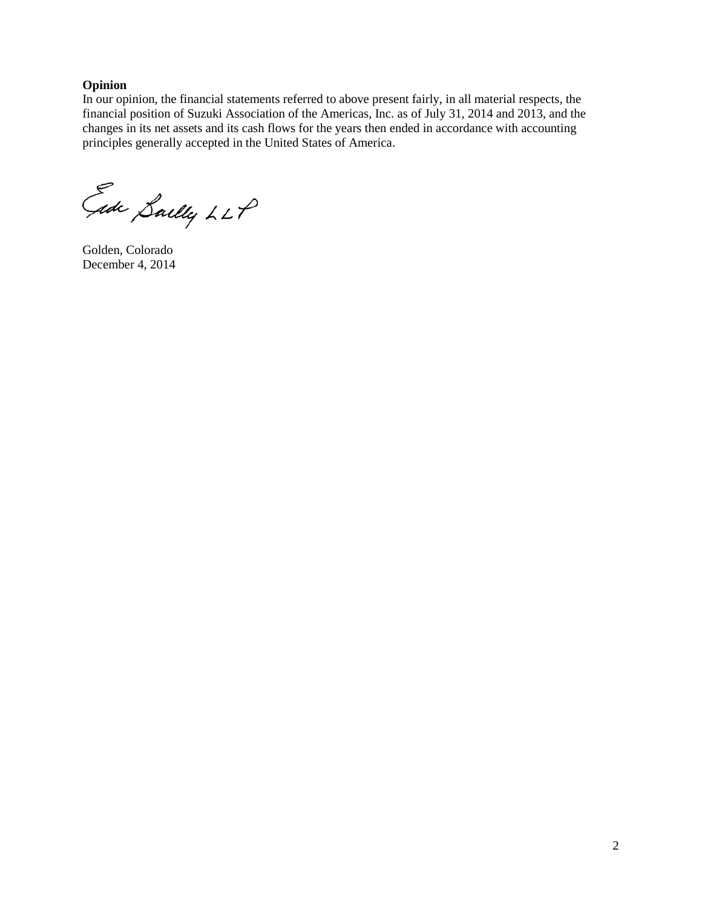**Opinion**

In our opinion, the financial statements referred to above present fairly, in all material respects, the financial position of Suzuki Association of the Americas, Inc. as of July 31, 2014 and 2013, and the changes in its net assets and its cash flows for the years then ended in accordance with accounting principles generally accepted in the United States of America.

Eide Bailly LLP

Golden, Colorado
December 4, 2014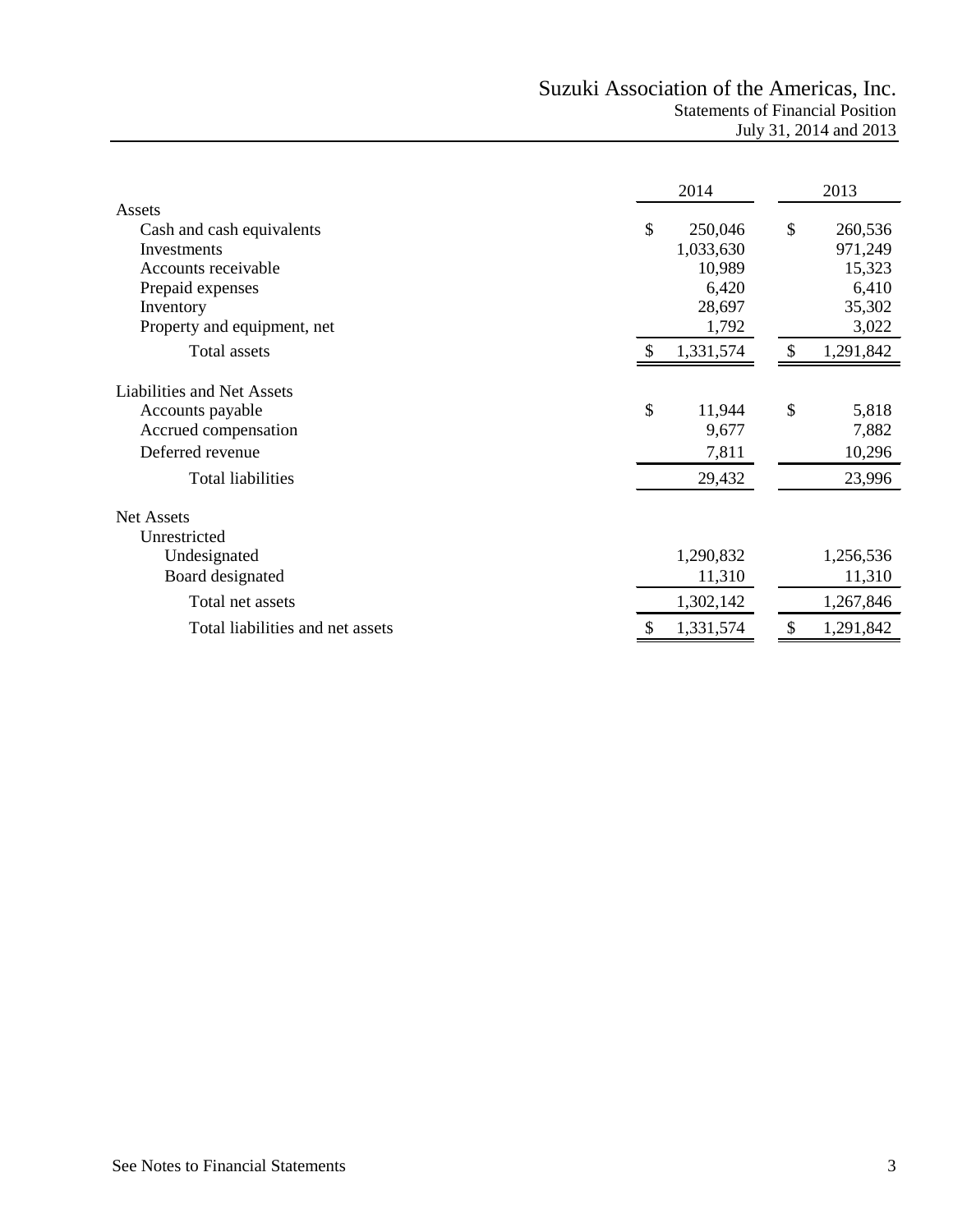# Suzuki Association of the Americas, Inc.

## Statements of Financial Position

### July 31, 2014 and 2013

| | 2014 | 2013 |
|---|---|---|
| **Assets** | | |
| Cash and cash equivalents | $ 250,046 | $ 260,536 |
| Investments | 1,033,630 | 971,249 |
| Accounts receivable | 10,989 | 15,323 |
| Prepaid expenses | 6,420 | 6,410 |
| Inventory | 28,697 | 35,302 |
| Property and equipment, net | 1,792 | 3,022 |
| Total assets | $ 1,331,574 | $ 1,291,842 |
| **Liabilities and Net Assets** | | |
| Accounts payable | $ 11,944 | $ 5,818 |
| Accrued compensation | 9,677 | 7,882 |
| Deferred revenue | 7,811 | 10,296 |
| Total liabilities | 29,432 | 23,996 |
| **Net Assets** | | |
| Unrestricted | | |
| Undesignated | 1,290,832 | 1,256,536 |
| Board designated | 11,310 | 11,310 |
| Total net assets | 1,302,142 | 1,267,846 |
| Total liabilities and net assets | $ 1,331,574 | $ 1,291,842 |

See Notes to Financial Statements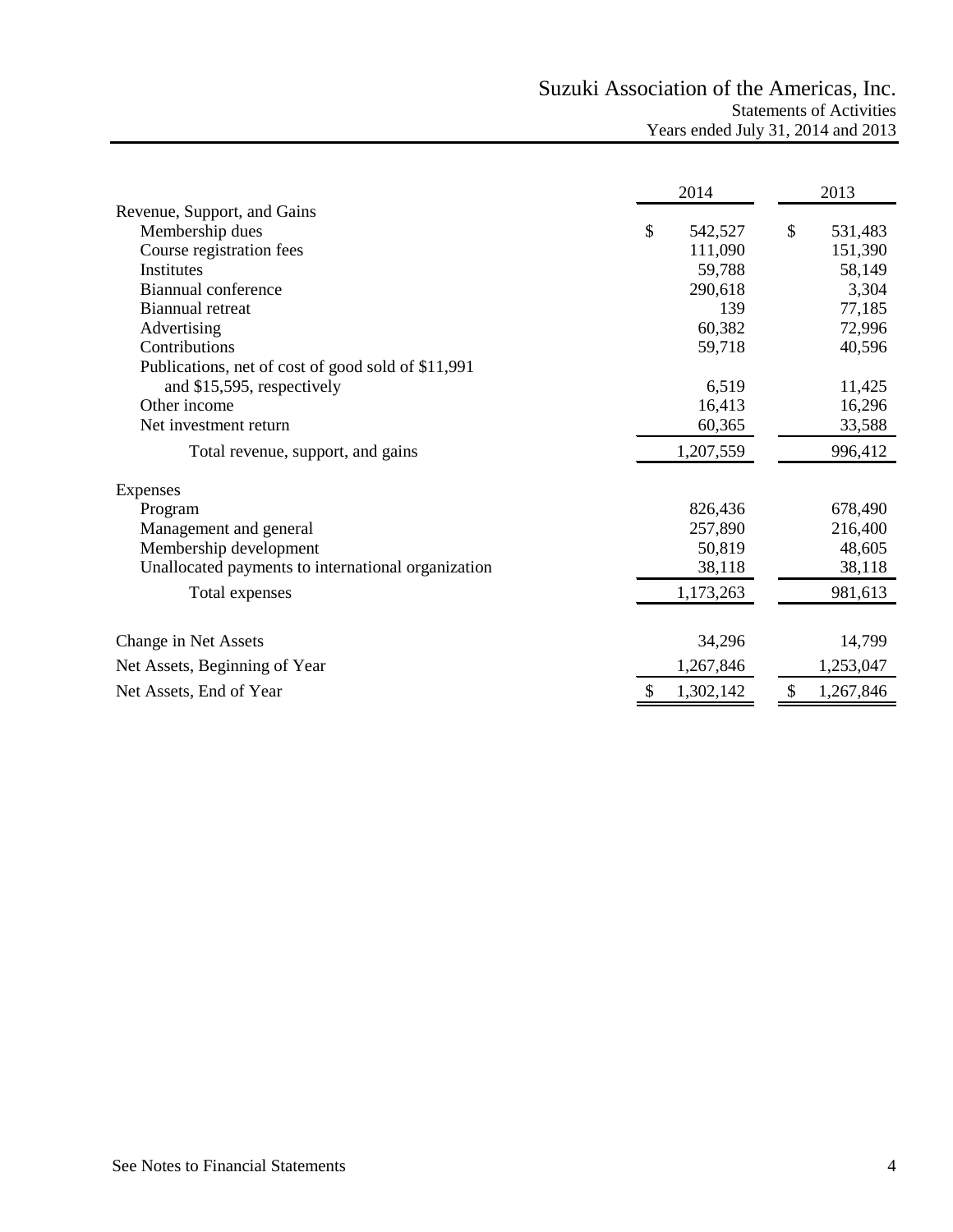# Suzuki Association of the Americas, Inc.

## Statements of Activities

### Years ended July 31, 2014 and 2013

| | 2014 | 2013 |
|---|---|---|
| **Revenue, Support, and Gains** | | |
| Membership dues | $ 542,527 | $ 531,483 |
| Course registration fees | 111,090 | 151,390 |
| Institutes | 59,788 | 58,149 |
| Biannual conference | 290,618 | 3,304 |
| Biannual retreat | 139 | 77,185 |
| Advertising | 60,382 | 72,996 |
| Contributions | 59,718 | 40,596 |
| Publications, net of cost of good sold of $11,991 and $15,595, respectively | 6,519 | 11,425 |
| Other income | 16,413 | 16,296 |
| Net investment return | 60,365 | 33,588 |
| Total revenue, support, and gains | 1,207,559 | 996,412 |
| **Expenses** | | |
| Program | 826,436 | 678,490 |
| Management and general | 257,890 | 216,400 |
| Membership development | 50,819 | 48,605 |
| Unallocated payments to international organization | 38,118 | 38,118 |
| Total expenses | 1,173,263 | 981,613 |
| Change in Net Assets | 34,296 | 14,799 |
| Net Assets, Beginning of Year | 1,267,846 | 1,253,047 |
| Net Assets, End of Year | $ 1,302,142 | $ 1,267,846 |

See Notes to Financial Statements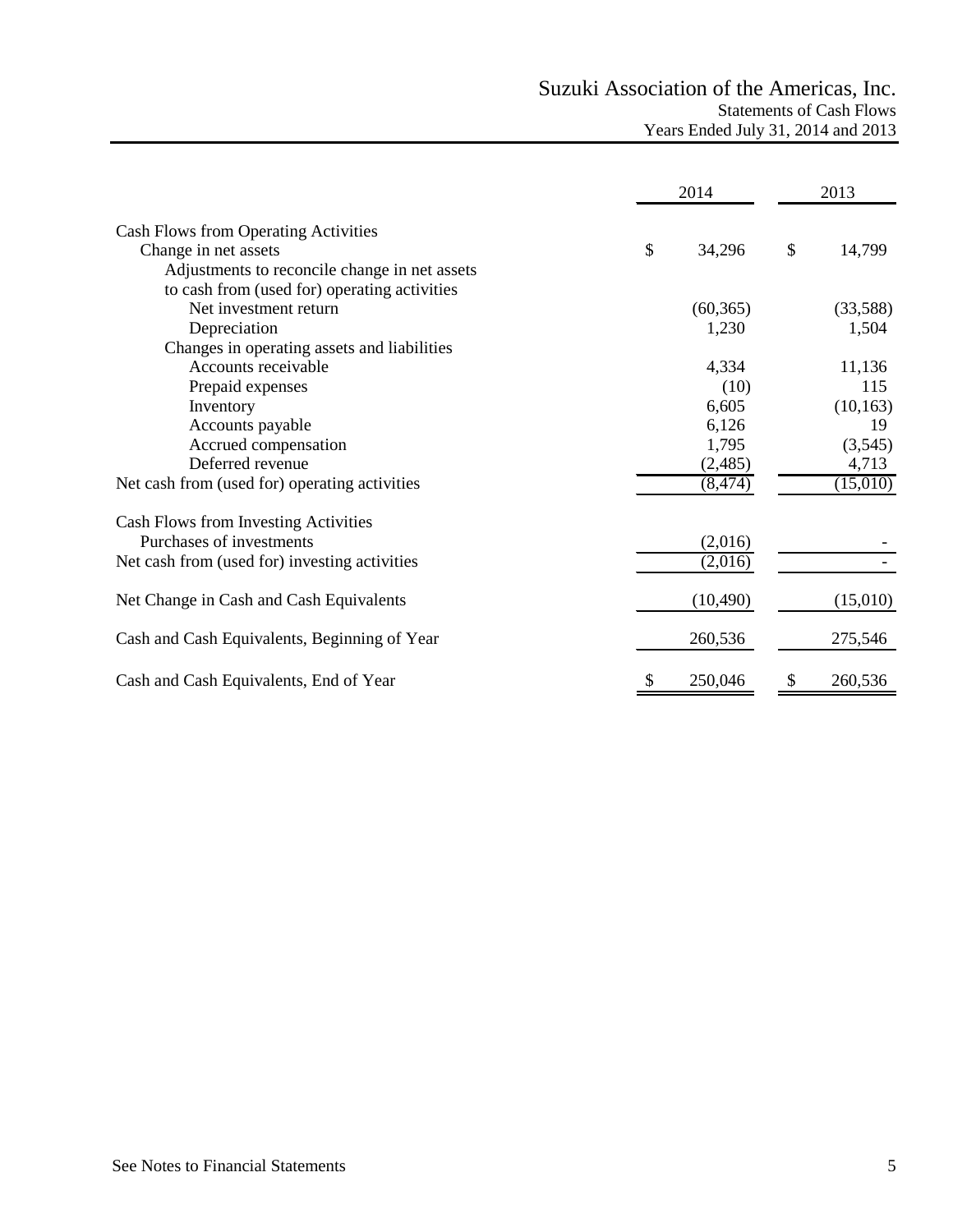# Suzuki Association of the Americas, Inc.

## Statements of Cash Flows

### Years Ended July 31, 2014 and 2013

| | 2014 | 2013 |
|---|---|---|
| **Cash Flows from Operating Activities** | | |
| Change in net assets | $ 34,296 | $ 14,799 |
| Adjustments to reconcile change in net assets to cash from (used for) operating activities | | |
| Net investment return | (60,365) | (33,588) |
| Depreciation | 1,230 | 1,504 |
| Changes in operating assets and liabilities | | |
| Accounts receivable | 4,334 | 11,136 |
| Prepaid expenses | (10) | 115 |
| Inventory | 6,605 | (10,163) |
| Accounts payable | 6,126 | 19 |
| Accrued compensation | 1,795 | (3,545) |
| Deferred revenue | (2,485) | 4,713 |
| Net cash from (used for) operating activities | (8,474) | (15,010) |
| **Cash Flows from Investing Activities** | | |
| Purchases of investments | (2,016) | - |
| Net cash from (used for) investing activities | (2,016) | - |
| Net Change in Cash and Cash Equivalents | (10,490) | (15,010) |
| Cash and Cash Equivalents, Beginning of Year | 260,536 | 275,546 |
| Cash and Cash Equivalents, End of Year | $ 250,046 | $ 260,536 |

See Notes to Financial Statements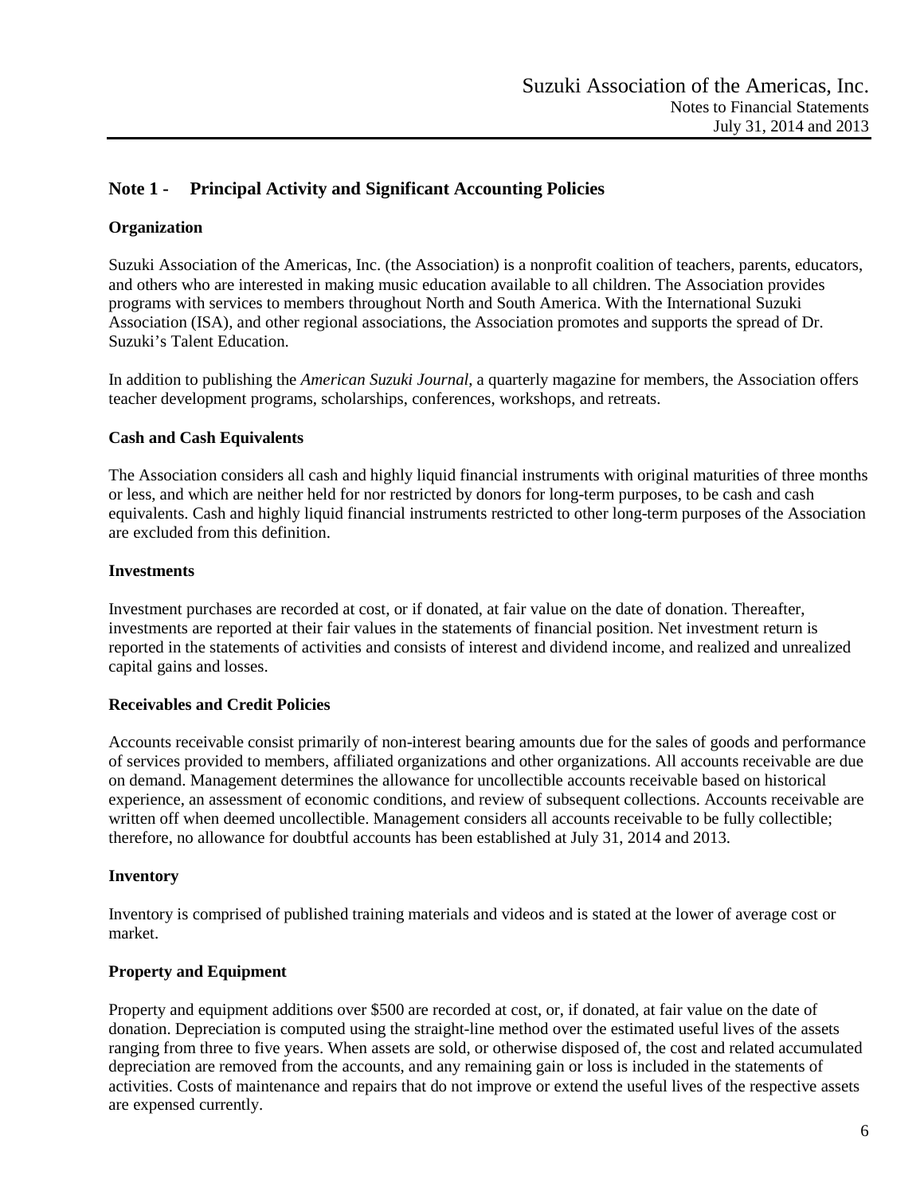## Note 1 - Principal Activity and Significant Accounting Policies

### Organization

Suzuki Association of the Americas, Inc. (the Association) is a nonprofit coalition of teachers, parents, educators, and others who are interested in making music education available to all children. The Association provides programs with services to members throughout North and South America. With the International Suzuki Association (ISA), and other regional associations, the Association promotes and supports the spread of Dr. Suzuki's Talent Education.

In addition to publishing the *American Suzuki Journal*, a quarterly magazine for members, the Association offers teacher development programs, scholarships, conferences, workshops, and retreats.

### Cash and Cash Equivalents

The Association considers all cash and highly liquid financial instruments with original maturities of three months or less, and which are neither held for nor restricted by donors for long-term purposes, to be cash and cash equivalents. Cash and highly liquid financial instruments restricted to other long-term purposes of the Association are excluded from this definition.

### Investments

Investment purchases are recorded at cost, or if donated, at fair value on the date of donation. Thereafter, investments are reported at their fair values in the statements of financial position. Net investment return is reported in the statements of activities and consists of interest and dividend income, and realized and unrealized capital gains and losses.

### Receivables and Credit Policies

Accounts receivable consist primarily of non-interest bearing amounts due for the sales of goods and performance of services provided to members, affiliated organizations and other organizations. All accounts receivable are due on demand. Management determines the allowance for uncollectible accounts receivable based on historical experience, an assessment of economic conditions, and review of subsequent collections. Accounts receivable are written off when deemed uncollectible. Management considers all accounts receivable to be fully collectible; therefore, no allowance for doubtful accounts has been established at July 31, 2014 and 2013.

### Inventory

Inventory is comprised of published training materials and videos and is stated at the lower of average cost or market.

### Property and Equipment

Property and equipment additions over $500 are recorded at cost, or, if donated, at fair value on the date of donation. Depreciation is computed using the straight-line method over the estimated useful lives of the assets ranging from three to five years. When assets are sold, or otherwise disposed of, the cost and related accumulated depreciation are removed from the accounts, and any remaining gain or loss is included in the statements of activities. Costs of maintenance and repairs that do not improve or extend the useful lives of the respective assets are expensed currently.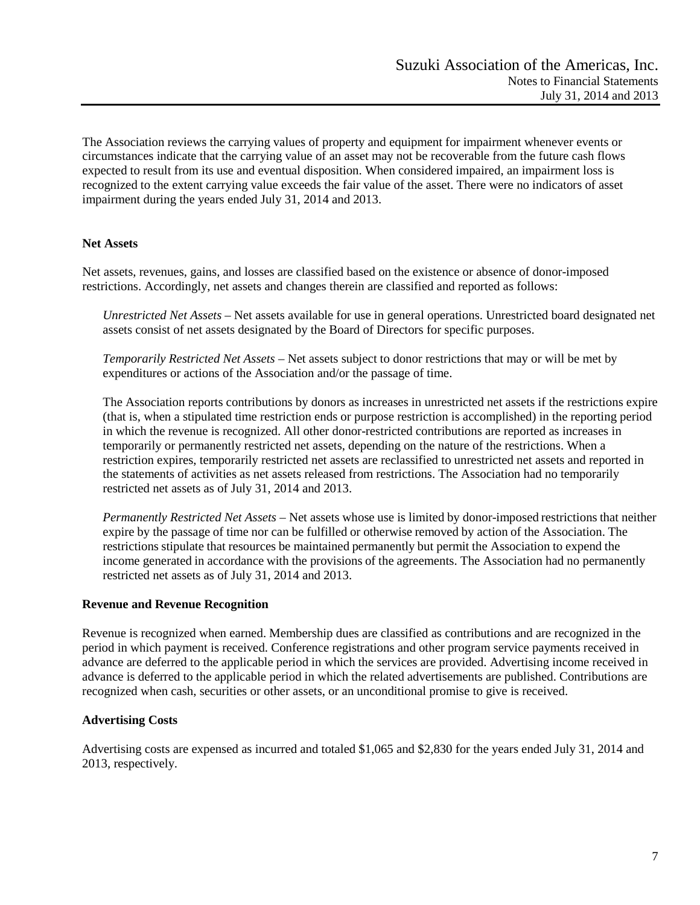The Association reviews the carrying values of property and equipment for impairment whenever events or circumstances indicate that the carrying value of an asset may not be recoverable from the future cash flows expected to result from its use and eventual disposition. When considered impaired, an impairment loss is recognized to the extent carrying value exceeds the fair value of the asset. There were no indicators of asset impairment during the years ended July 31, 2014 and 2013.

**Net Assets**

Net assets, revenues, gains, and losses are classified based on the existence or absence of donor-imposed restrictions. Accordingly, net assets and changes therein are classified and reported as follows:

*Unrestricted Net Assets* – Net assets available for use in general operations. Unrestricted board designated net assets consist of net assets designated by the Board of Directors for specific purposes.

*Temporarily Restricted Net Assets* – Net assets subject to donor restrictions that may or will be met by expenditures or actions of the Association and/or the passage of time.

The Association reports contributions by donors as increases in unrestricted net assets if the restrictions expire (that is, when a stipulated time restriction ends or purpose restriction is accomplished) in the reporting period in which the revenue is recognized. All other donor-restricted contributions are reported as increases in temporarily or permanently restricted net assets, depending on the nature of the restrictions. When a restriction expires, temporarily restricted net assets are reclassified to unrestricted net assets and reported in the statements of activities as net assets released from restrictions. The Association had no temporarily restricted net assets as of July 31, 2014 and 2013.

*Permanently Restricted Net Assets* – Net assets whose use is limited by donor-imposed restrictions that neither expire by the passage of time nor can be fulfilled or otherwise removed by action of the Association. The restrictions stipulate that resources be maintained permanently but permit the Association to expend the income generated in accordance with the provisions of the agreements. The Association had no permanently restricted net assets as of July 31, 2014 and 2013.

**Revenue and Revenue Recognition**

Revenue is recognized when earned. Membership dues are classified as contributions and are recognized in the period in which payment is received. Conference registrations and other program service payments received in advance are deferred to the applicable period in which the services are provided. Advertising income received in advance is deferred to the applicable period in which the related advertisements are published. Contributions are recognized when cash, securities or other assets, or an unconditional promise to give is received.

**Advertising Costs**

Advertising costs are expensed as incurred and totaled $1,065 and $2,830 for the years ended July 31, 2014 and 2013, respectively.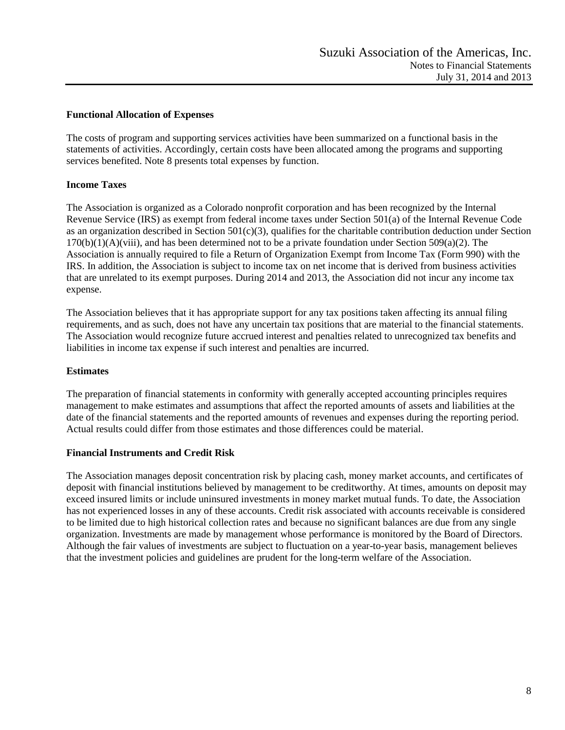### Functional Allocation of Expenses

The costs of program and supporting services activities have been summarized on a functional basis in the statements of activities. Accordingly, certain costs have been allocated among the programs and supporting services benefited. Note 8 presents total expenses by function.

### Income Taxes

The Association is organized as a Colorado nonprofit corporation and has been recognized by the Internal Revenue Service (IRS) as exempt from federal income taxes under Section 501(a) of the Internal Revenue Code as an organization described in Section 501(c)(3), qualifies for the charitable contribution deduction under Section 170(b)(1)(A)(viii), and has been determined not to be a private foundation under Section 509(a)(2). The Association is annually required to file a Return of Organization Exempt from Income Tax (Form 990) with the IRS. In addition, the Association is subject to income tax on net income that is derived from business activities that are unrelated to its exempt purposes. During 2014 and 2013, the Association did not incur any income tax expense.

The Association believes that it has appropriate support for any tax positions taken affecting its annual filing requirements, and as such, does not have any uncertain tax positions that are material to the financial statements. The Association would recognize future accrued interest and penalties related to unrecognized tax benefits and liabilities in income tax expense if such interest and penalties are incurred.

### Estimates

The preparation of financial statements in conformity with generally accepted accounting principles requires management to make estimates and assumptions that affect the reported amounts of assets and liabilities at the date of the financial statements and the reported amounts of revenues and expenses during the reporting period. Actual results could differ from those estimates and those differences could be material.

### Financial Instruments and Credit Risk

The Association manages deposit concentration risk by placing cash, money market accounts, and certificates of deposit with financial institutions believed by management to be creditworthy. At times, amounts on deposit may exceed insured limits or include uninsured investments in money market mutual funds. To date, the Association has not experienced losses in any of these accounts. Credit risk associated with accounts receivable is considered to be limited due to high historical collection rates and because no significant balances are due from any single organization. Investments are made by management whose performance is monitored by the Board of Directors. Although the fair values of investments are subject to fluctuation on a year-to-year basis, management believes that the investment policies and guidelines are prudent for the long-term welfare of the Association.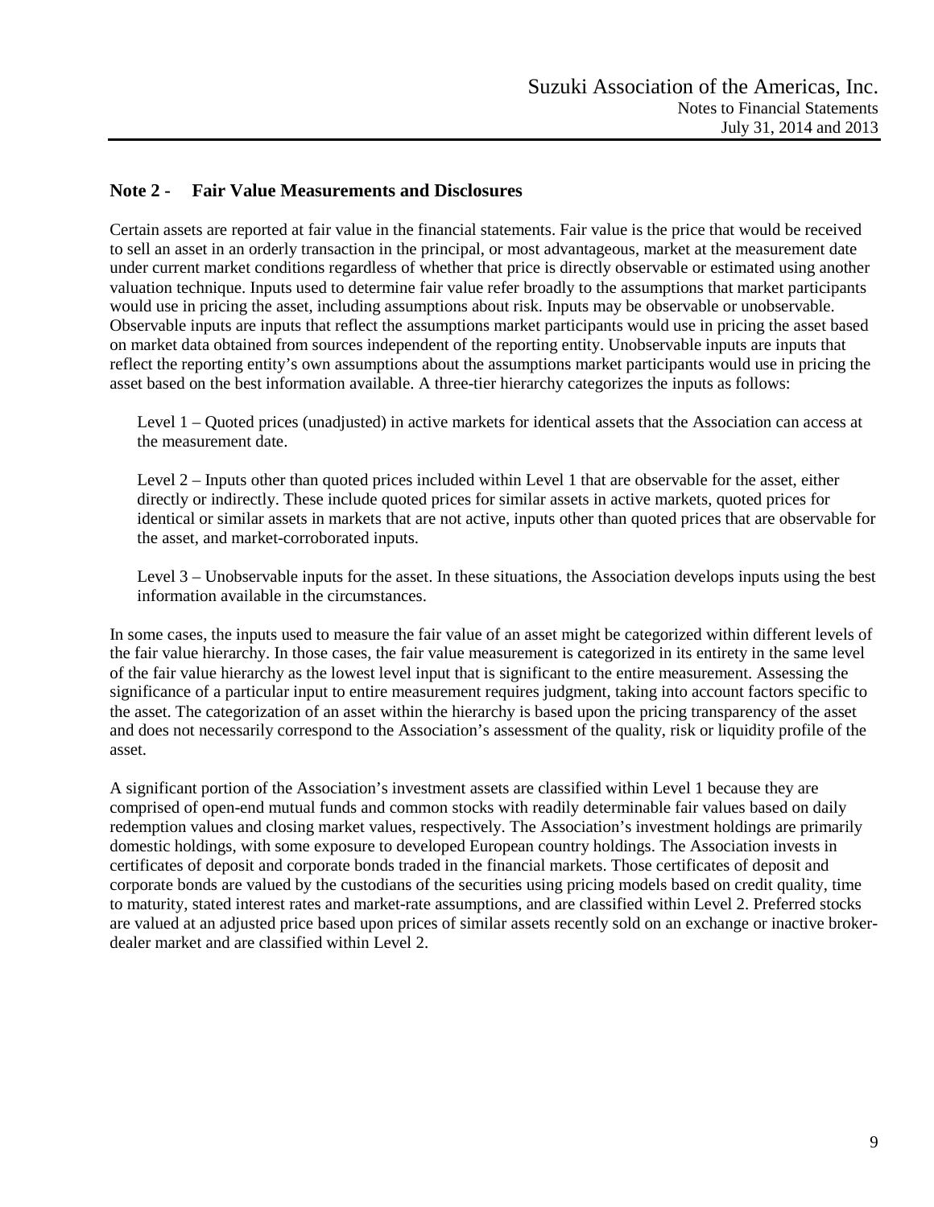## Note 2 - Fair Value Measurements and Disclosures

Certain assets are reported at fair value in the financial statements. Fair value is the price that would be received to sell an asset in an orderly transaction in the principal, or most advantageous, market at the measurement date under current market conditions regardless of whether that price is directly observable or estimated using another valuation technique. Inputs used to determine fair value refer broadly to the assumptions that market participants would use in pricing the asset, including assumptions about risk. Inputs may be observable or unobservable. Observable inputs are inputs that reflect the assumptions market participants would use in pricing the asset based on market data obtained from sources independent of the reporting entity. Unobservable inputs are inputs that reflect the reporting entity's own assumptions about the assumptions market participants would use in pricing the asset based on the best information available. A three-tier hierarchy categorizes the inputs as follows:

Level 1 – Quoted prices (unadjusted) in active markets for identical assets that the Association can access at the measurement date.

Level 2 – Inputs other than quoted prices included within Level 1 that are observable for the asset, either directly or indirectly. These include quoted prices for similar assets in active markets, quoted prices for identical or similar assets in markets that are not active, inputs other than quoted prices that are observable for the asset, and market-corroborated inputs.

Level 3 – Unobservable inputs for the asset. In these situations, the Association develops inputs using the best information available in the circumstances.

In some cases, the inputs used to measure the fair value of an asset might be categorized within different levels of the fair value hierarchy. In those cases, the fair value measurement is categorized in its entirety in the same level of the fair value hierarchy as the lowest level input that is significant to the entire measurement. Assessing the significance of a particular input to entire measurement requires judgment, taking into account factors specific to the asset. The categorization of an asset within the hierarchy is based upon the pricing transparency of the asset and does not necessarily correspond to the Association's assessment of the quality, risk or liquidity profile of the asset.

A significant portion of the Association's investment assets are classified within Level 1 because they are comprised of open-end mutual funds and common stocks with readily determinable fair values based on daily redemption values and closing market values, respectively. The Association's investment holdings are primarily domestic holdings, with some exposure to developed European country holdings. The Association invests in certificates of deposit and corporate bonds traded in the financial markets. Those certificates of deposit and corporate bonds are valued by the custodians of the securities using pricing models based on credit quality, time to maturity, stated interest rates and market-rate assumptions, and are classified within Level 2. Preferred stocks are valued at an adjusted price based upon prices of similar assets recently sold on an exchange or inactive broker-dealer market and are classified within Level 2.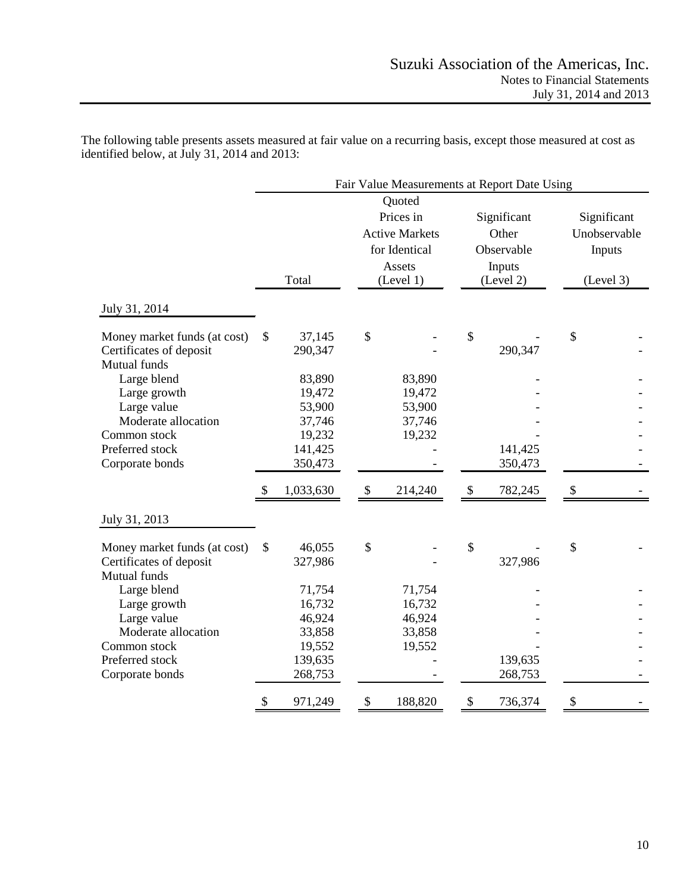The following table presents assets measured at fair value on a recurring basis, except those measured at cost as identified below, at July 31, 2014 and 2013:

| | Fair Value Measurements at Report Date Using | | | |
|---|---|---|---|---|
| | Total | Quoted Prices in Active Markets for Identical Assets (Level 1) | Significant Other Observable Inputs (Level 2) | Significant Unobservable Inputs (Level 3) |
| **July 31, 2014** | | | | |
| Money market funds (at cost) | $ 37,145 | $ - | $ - | $ - |
| Certificates of deposit | 290,347 | - | 290,347 | - |
| Mutual funds | | | | |
| Large blend | 83,890 | 83,890 | - | - |
| Large growth | 19,472 | 19,472 | - | - |
| Large value | 53,900 | 53,900 | - | - |
| Moderate allocation | 37,746 | 37,746 | - | - |
| Common stock | 19,232 | 19,232 | - | - |
| Preferred stock | 141,425 | - | 141,425 | - |
| Corporate bonds | 350,473 | - | 350,473 | - |
| | $ 1,033,630 | $ 214,240 | $ 782,245 | $ - |
| **July 31, 2013** | | | | |
| Money market funds (at cost) | $ 46,055 | $ - | $ - | $ - |
| Certificates of deposit | 327,986 | - | 327,986 | - |
| Mutual funds | | | | |
| Large blend | 71,754 | 71,754 | - | - |
| Large growth | 16,732 | 16,732 | - | - |
| Large value | 46,924 | 46,924 | - | - |
| Moderate allocation | 33,858 | 33,858 | - | - |
| Common stock | 19,552 | 19,552 | - | - |
| Preferred stock | 139,635 | - | 139,635 | - |
| Corporate bonds | 268,753 | - | 268,753 | - |
| | $ 971,249 | $ 188,820 | $ 736,374 | $ - |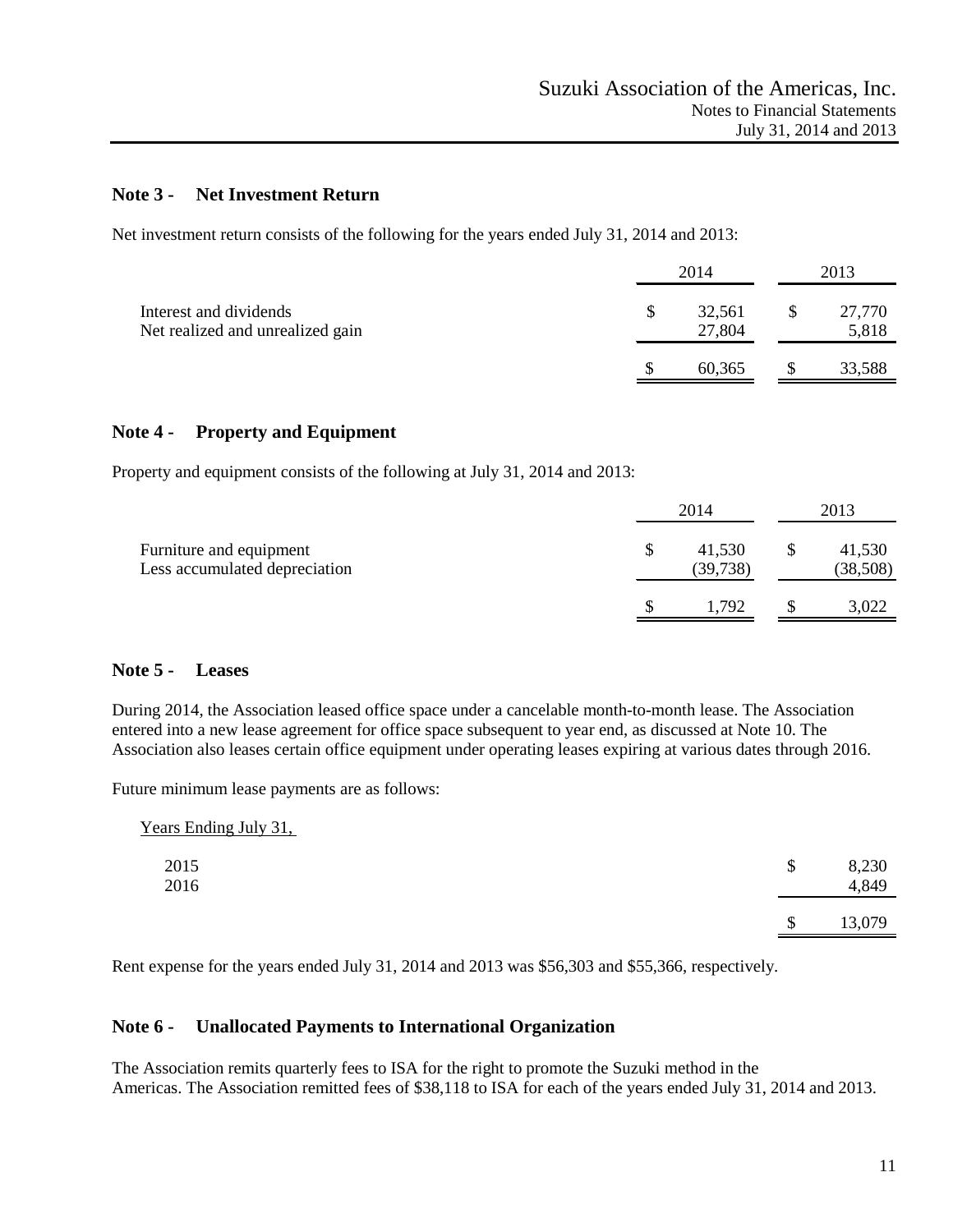## Note 3 - Net Investment Return

Net investment return consists of the following for the years ended July 31, 2014 and 2013:

| | 2014 | 2013 |
|---|---|---|
| Interest and dividends | $ 32,561 | $ 27,770 |
| Net realized and unrealized gain | 27,804 | 5,818 |
| | $ 60,365 | $ 33,588 |

## Note 4 - Property and Equipment

Property and equipment consists of the following at July 31, 2014 and 2013:

| | 2014 | 2013 |
|---|---|---|
| Furniture and equipment | $ 41,530 | $ 41,530 |
| Less accumulated depreciation | (39,738) | (38,508) |
| | $ 1,792 | $ 3,022 |

## Note 5 - Leases

During 2014, the Association leased office space under a cancelable month-to-month lease. The Association entered into a new lease agreement for office space subsequent to year end, as discussed at Note 10. The Association also leases certain office equipment under operating leases expiring at various dates through 2016.

Future minimum lease payments are as follows:

| Years Ending July 31, | |
|---|---|
| 2015 | $ 8,230 |
| 2016 | 4,849 |
| | $ 13,079 |

Rent expense for the years ended July 31, 2014 and 2013 was $56,303 and $55,366, respectively.

## Note 6 - Unallocated Payments to International Organization

The Association remits quarterly fees to ISA for the right to promote the Suzuki method in the Americas. The Association remitted fees of $38,118 to ISA for each of the years ended July 31, 2014 and 2013.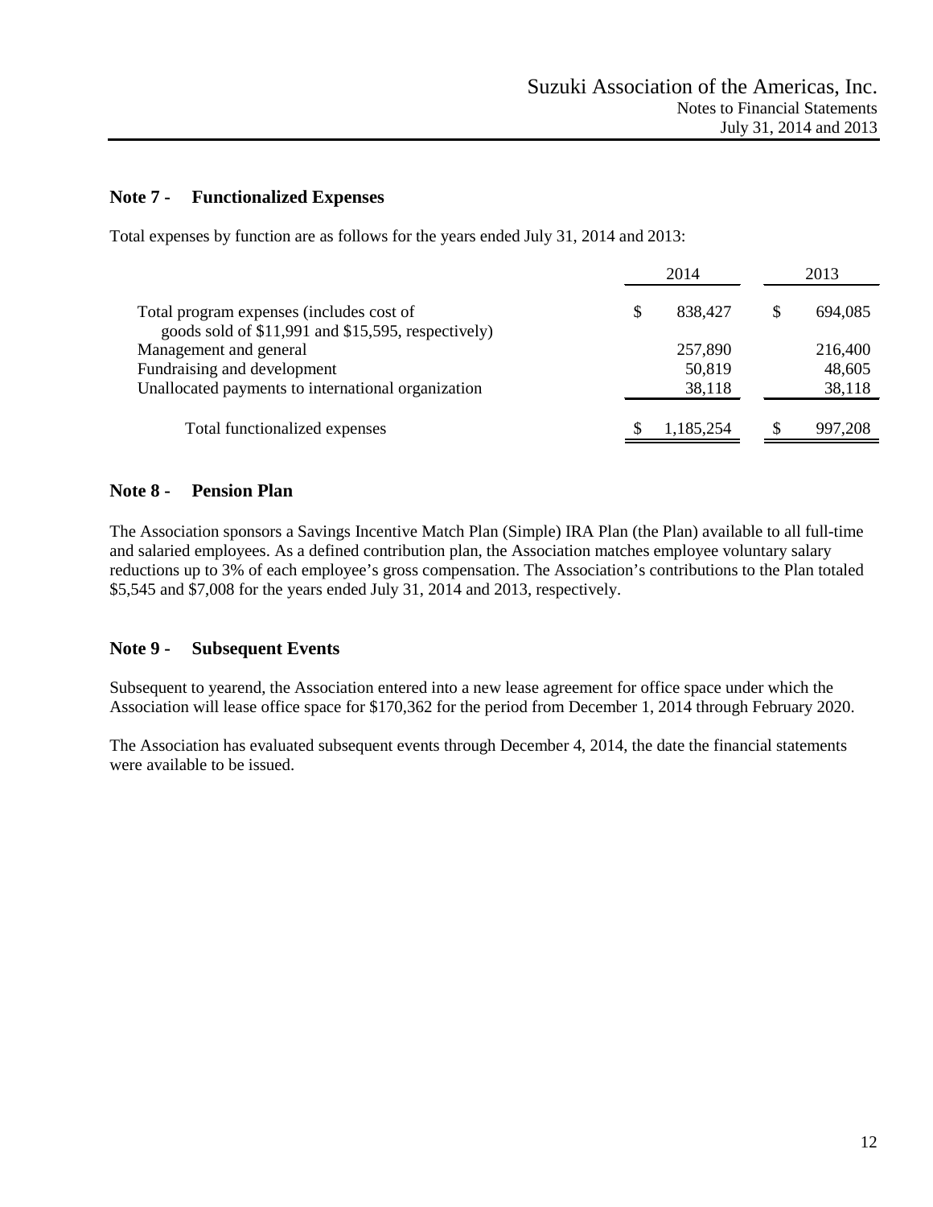## Note 7 - Functionalized Expenses

Total expenses by function are as follows for the years ended July 31, 2014 and 2013:

| | 2014 | 2013 |
|---|---|---|
| Total program expenses (includes cost of goods sold of $11,991 and $15,595, respectively) | $ 838,427 | $ 694,085 |
| Management and general | 257,890 | 216,400 |
| Fundraising and development | 50,819 | 48,605 |
| Unallocated payments to international organization | 38,118 | 38,118 |
| Total functionalized expenses | $ 1,185,254 | $ 997,208 |

## Note 8 - Pension Plan

The Association sponsors a Savings Incentive Match Plan (Simple) IRA Plan (the Plan) available to all full-time and salaried employees. As a defined contribution plan, the Association matches employee voluntary salary reductions up to 3% of each employee's gross compensation. The Association's contributions to the Plan totaled $5,545 and $7,008 for the years ended July 31, 2014 and 2013, respectively.

## Note 9 - Subsequent Events

Subsequent to yearend, the Association entered into a new lease agreement for office space under which the Association will lease office space for $170,362 for the period from December 1, 2014 through February 2020.

The Association has evaluated subsequent events through December 4, 2014, the date the financial statements were available to be issued.